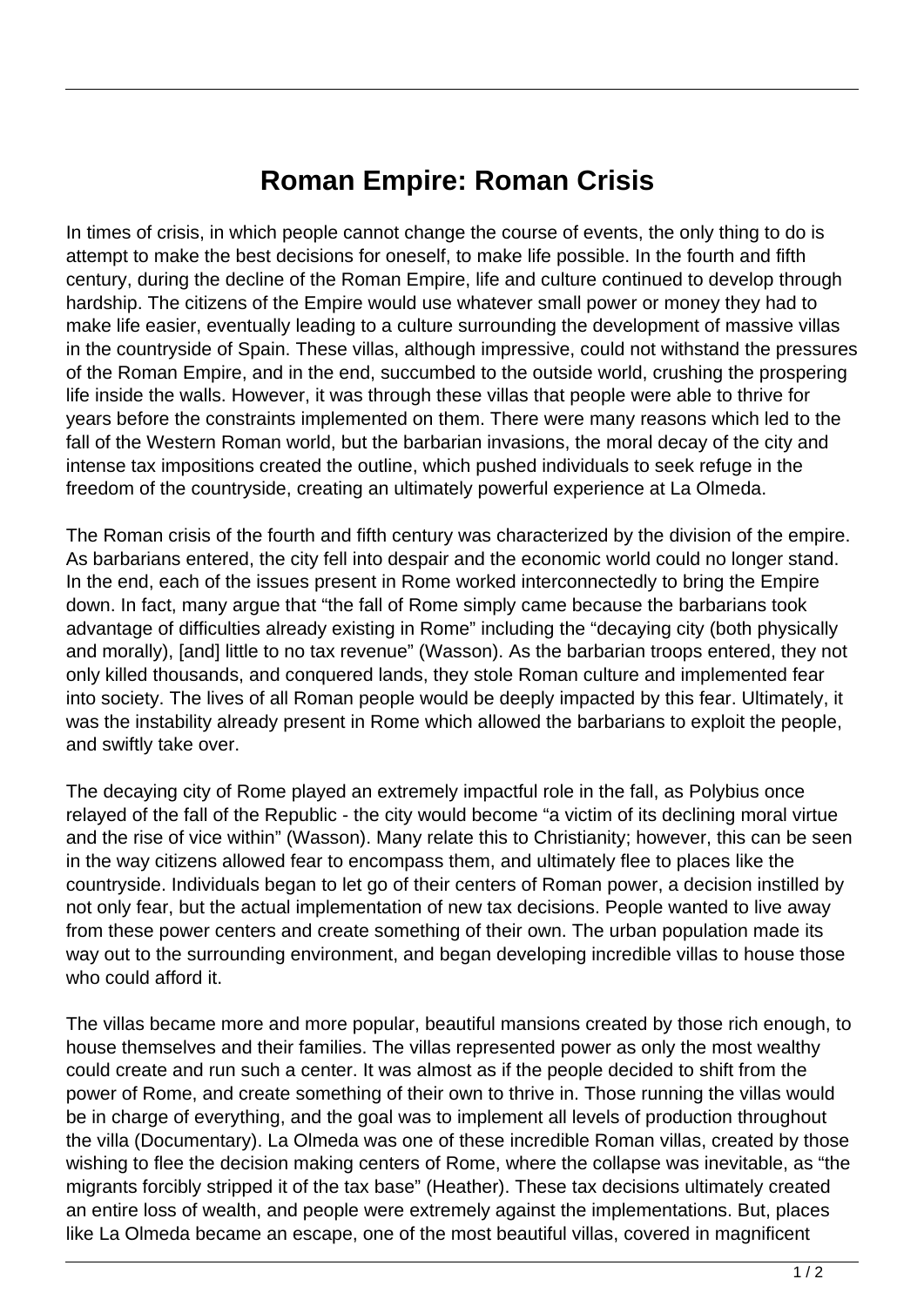# Roman Empire: Roman Crisis

In times of crisis, in which people cannot change the course of events, the only thing to do is attempt to make the best decisions for oneself, to make life possible. In the fourth and fifth century, during the decline of the Roman Empire, life and culture continued to develop through hardship. The citizens of the Empire would use whatever small power or money they had to make life easier, eventually leading to a culture surrounding the development of massive villas in the countryside of Spain. These villas, although impressive, could not withstand the pressures of the Roman Empire, and in the end, succumbed to the outside world, crushing the prospering life inside the walls. However, it was through these villas that people were able to thrive for years before the constraints implemented on them. There were many reasons which led to the fall of the Western Roman world, but the barbarian invasions, the moral decay of the city and intense tax impositions created the outline, which pushed individuals to seek refuge in the freedom of the countryside, creating an ultimately powerful experience at La Olmeda.

The Roman crisis of the fourth and fifth century was characterized by the division of the empire. As barbarians entered, the city fell into despair and the economic world could no longer stand. In the end, each of the issues present in Rome worked interconnectedly to bring the Empire down. In fact, many argue that "the fall of Rome simply came because the barbarians took advantage of difficulties already existing in Rome" including the "decaying city (both physically and morally), [and] little to no tax revenue" (Wasson). As the barbarian troops entered, they not only killed thousands, and conquered lands, they stole Roman culture and implemented fear into society. The lives of all Roman people would be deeply impacted by this fear. Ultimately, it was the instability already present in Rome which allowed the barbarians to exploit the people, and swiftly take over.

The decaying city of Rome played an extremely impactful role in the fall, as Polybius once relayed of the fall of the Republic - the city would become "a victim of its declining moral virtue and the rise of vice within" (Wasson). Many relate this to Christianity; however, this can be seen in the way citizens allowed fear to encompass them, and ultimately flee to places like the countryside. Individuals began to let go of their centers of Roman power, a decision instilled by not only fear, but the actual implementation of new tax decisions. People wanted to live away from these power centers and create something of their own. The urban population made its way out to the surrounding environment, and began developing incredible villas to house those who could afford it.

The villas became more and more popular, beautiful mansions created by those rich enough, to house themselves and their families. The villas represented power as only the most wealthy could create and run such a center. It was almost as if the people decided to shift from the power of Rome, and create something of their own to thrive in. Those running the villas would be in charge of everything, and the goal was to implement all levels of production throughout the villa (Documentary). La Olmeda was one of these incredible Roman villas, created by those wishing to flee the decision making centers of Rome, where the collapse was inevitable, as "the migrants forcibly stripped it of the tax base" (Heather). These tax decisions ultimately created an entire loss of wealth, and people were extremely against the implementations. But, places like La Olmeda became an escape, one of the most beautiful villas, covered in magnificent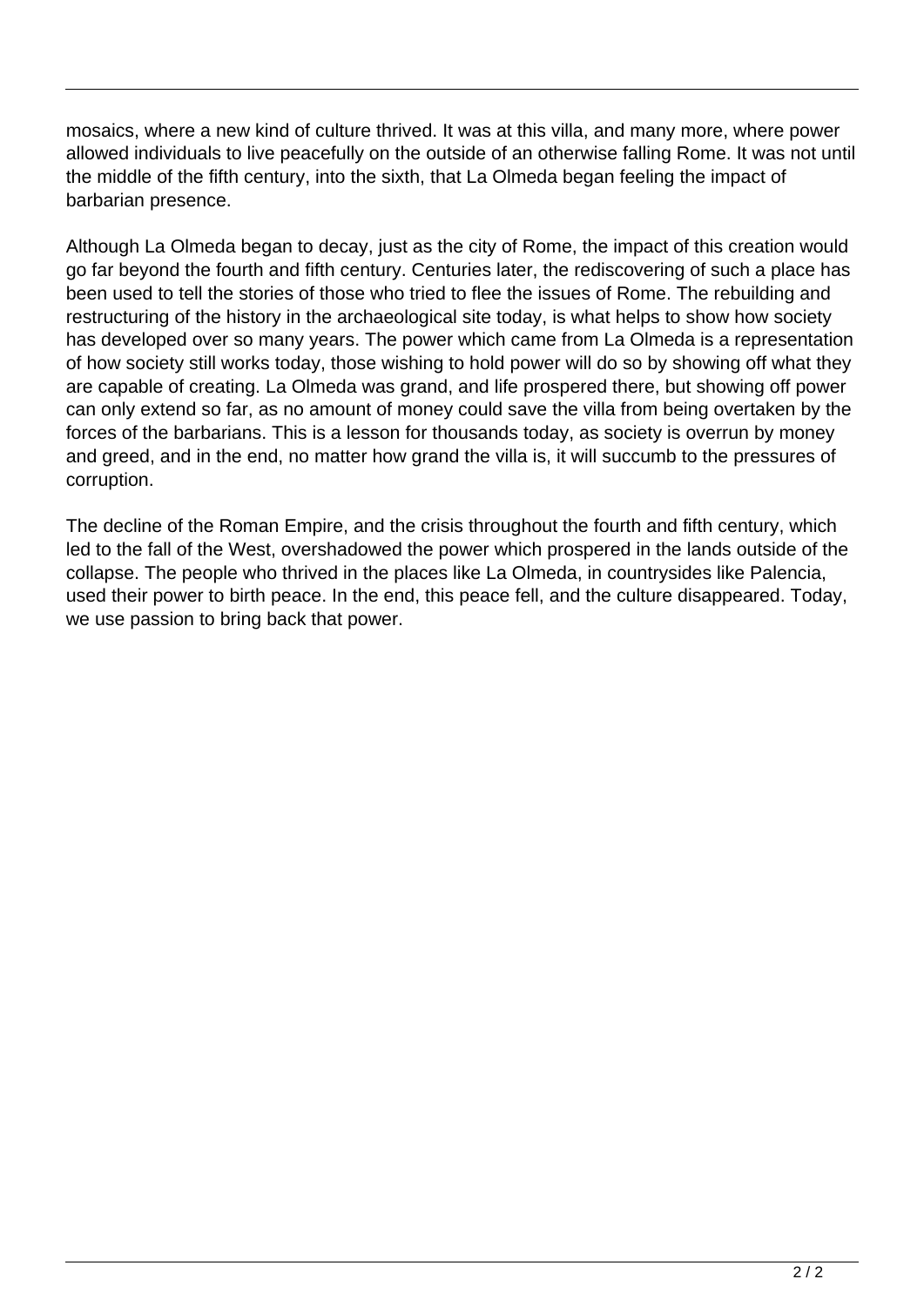mosaics, where a new kind of culture thrived. It was at this villa, and many more, where power allowed individuals to live peacefully on the outside of an otherwise falling Rome. It was not until the middle of the fifth century, into the sixth, that La Olmeda began feeling the impact of barbarian presence.

Although La Olmeda began to decay, just as the city of Rome, the impact of this creation would go far beyond the fourth and fifth century. Centuries later, the rediscovering of such a place has been used to tell the stories of those who tried to flee the issues of Rome. The rebuilding and restructuring of the history in the archaeological site today, is what helps to show how society has developed over so many years. The power which came from La Olmeda is a representation of how society still works today, those wishing to hold power will do so by showing off what they are capable of creating. La Olmeda was grand, and life prospered there, but showing off power can only extend so far, as no amount of money could save the villa from being overtaken by the forces of the barbarians. This is a lesson for thousands today, as society is overrun by money and greed, and in the end, no matter how grand the villa is, it will succumb to the pressures of corruption.

The decline of the Roman Empire, and the crisis throughout the fourth and fifth century, which led to the fall of the West, overshadowed the power which prospered in the lands outside of the collapse. The people who thrived in the places like La Olmeda, in countrysides like Palencia, used their power to birth peace. In the end, this peace fell, and the culture disappeared. Today, we use passion to bring back that power.